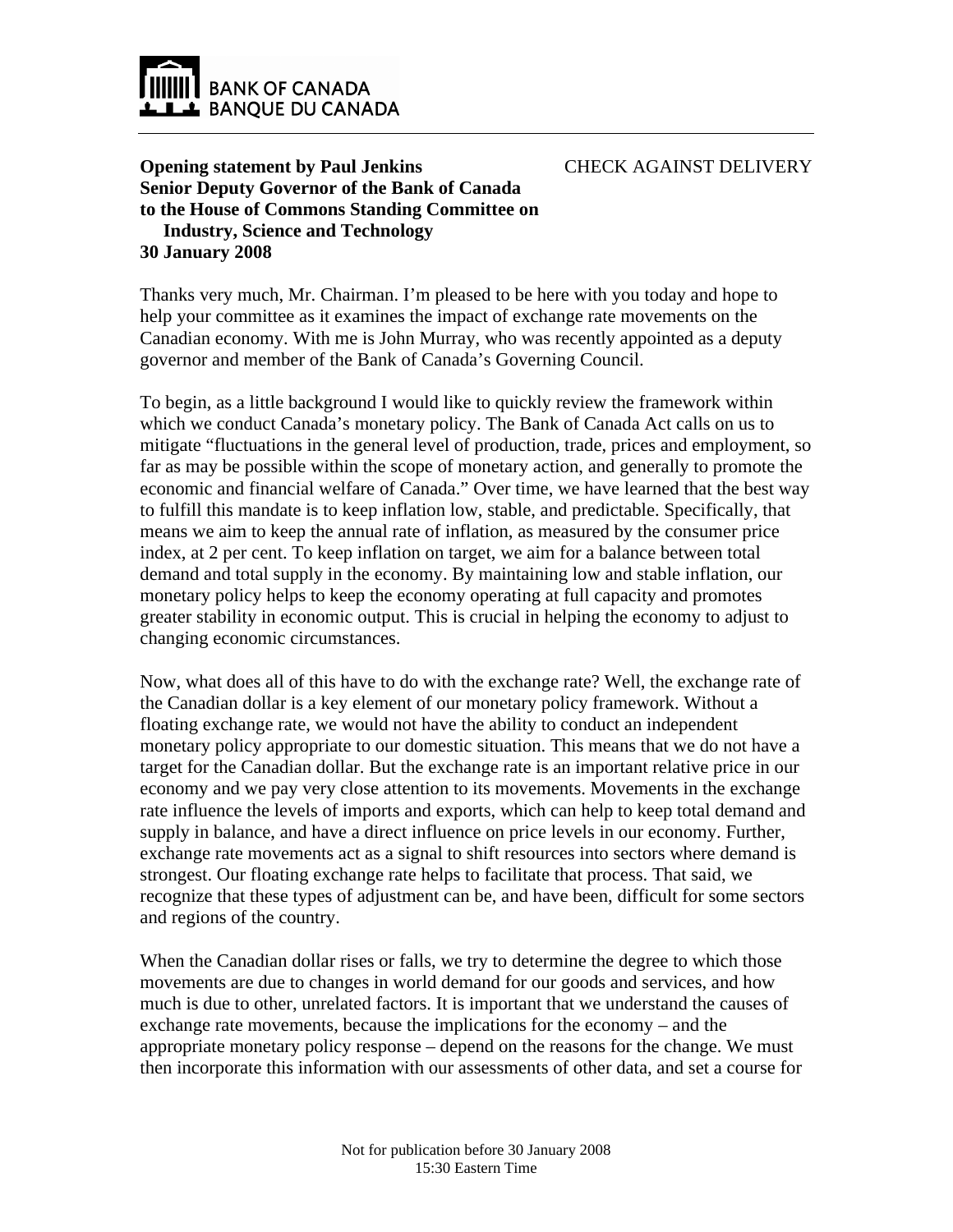BANK OF CANADA
BANQUE DU CANADA

**Opening statement by Paul Jenkins**
**Senior Deputy Governor of the Bank of Canada**
**to the House of Commons Standing Committee on Industry, Science and Technology**
**30 January 2008**

CHECK AGAINST DELIVERY

Thanks very much, Mr. Chairman. I'm pleased to be here with you today and hope to help your committee as it examines the impact of exchange rate movements on the Canadian economy. With me is John Murray, who was recently appointed as a deputy governor and member of the Bank of Canada's Governing Council.

To begin, as a little background I would like to quickly review the framework within which we conduct Canada's monetary policy. The Bank of Canada Act calls on us to mitigate "fluctuations in the general level of production, trade, prices and employment, so far as may be possible within the scope of monetary action, and generally to promote the economic and financial welfare of Canada." Over time, we have learned that the best way to fulfill this mandate is to keep inflation low, stable, and predictable. Specifically, that means we aim to keep the annual rate of inflation, as measured by the consumer price index, at 2 per cent. To keep inflation on target, we aim for a balance between total demand and total supply in the economy. By maintaining low and stable inflation, our monetary policy helps to keep the economy operating at full capacity and promotes greater stability in economic output. This is crucial in helping the economy to adjust to changing economic circumstances.

Now, what does all of this have to do with the exchange rate? Well, the exchange rate of the Canadian dollar is a key element of our monetary policy framework. Without a floating exchange rate, we would not have the ability to conduct an independent monetary policy appropriate to our domestic situation. This means that we do not have a target for the Canadian dollar. But the exchange rate is an important relative price in our economy and we pay very close attention to its movements. Movements in the exchange rate influence the levels of imports and exports, which can help to keep total demand and supply in balance, and have a direct influence on price levels in our economy. Further, exchange rate movements act as a signal to shift resources into sectors where demand is strongest. Our floating exchange rate helps to facilitate that process. That said, we recognize that these types of adjustment can be, and have been, difficult for some sectors and regions of the country.

When the Canadian dollar rises or falls, we try to determine the degree to which those movements are due to changes in world demand for our goods and services, and how much is due to other, unrelated factors. It is important that we understand the causes of exchange rate movements, because the implications for the economy – and the appropriate monetary policy response – depend on the reasons for the change. We must then incorporate this information with our assessments of other data, and set a course for

Not for publication before 30 January 2008
15:30 Eastern Time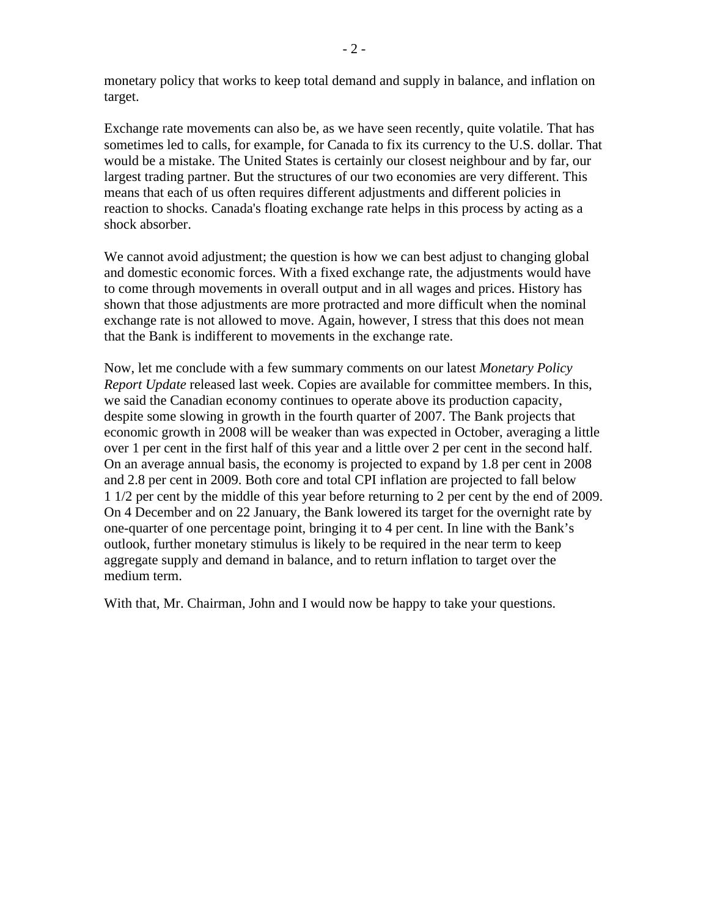monetary policy that works to keep total demand and supply in balance, and inflation on target.

Exchange rate movements can also be, as we have seen recently, quite volatile. That has sometimes led to calls, for example, for Canada to fix its currency to the U.S. dollar. That would be a mistake. The United States is certainly our closest neighbour and by far, our largest trading partner. But the structures of our two economies are very different. This means that each of us often requires different adjustments and different policies in reaction to shocks. Canada's floating exchange rate helps in this process by acting as a shock absorber.

We cannot avoid adjustment; the question is how we can best adjust to changing global and domestic economic forces. With a fixed exchange rate, the adjustments would have to come through movements in overall output and in all wages and prices. History has shown that those adjustments are more protracted and more difficult when the nominal exchange rate is not allowed to move. Again, however, I stress that this does not mean that the Bank is indifferent to movements in the exchange rate.

Now, let me conclude with a few summary comments on our latest *Monetary Policy Report Update* released last week. Copies are available for committee members. In this, we said the Canadian economy continues to operate above its production capacity, despite some slowing in growth in the fourth quarter of 2007. The Bank projects that economic growth in 2008 will be weaker than was expected in October, averaging a little over 1 per cent in the first half of this year and a little over 2 per cent in the second half. On an average annual basis, the economy is projected to expand by 1.8 per cent in 2008 and 2.8 per cent in 2009. Both core and total CPI inflation are projected to fall below 1 1/2 per cent by the middle of this year before returning to 2 per cent by the end of 2009. On 4 December and on 22 January, the Bank lowered its target for the overnight rate by one-quarter of one percentage point, bringing it to 4 per cent. In line with the Bank's outlook, further monetary stimulus is likely to be required in the near term to keep aggregate supply and demand in balance, and to return inflation to target over the medium term.

With that, Mr. Chairman, John and I would now be happy to take your questions.